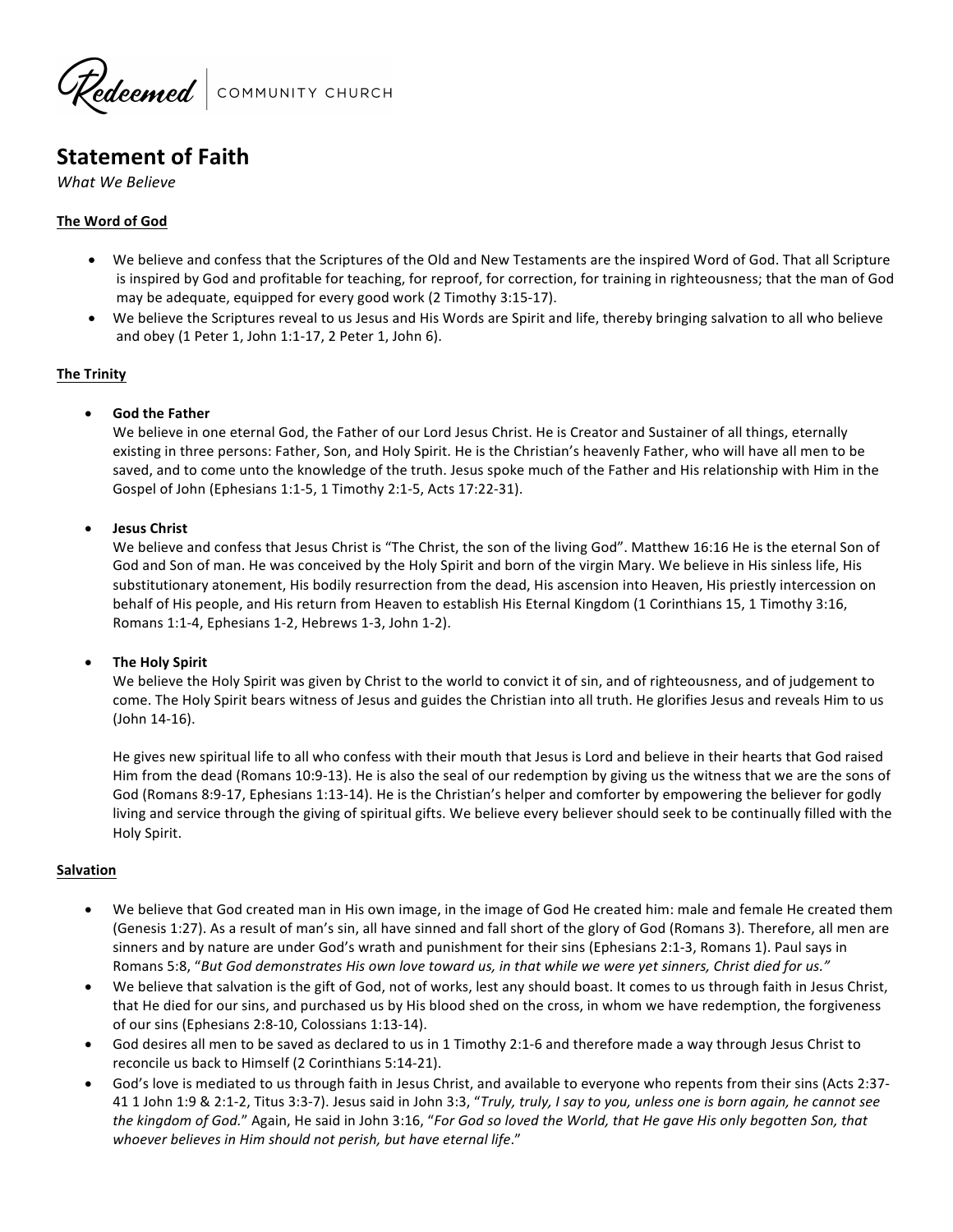Redeemed | COMMUNITY CHURCH

# Statement of Faith

*What We Believe*

## The Word of God

- We believe and confess that the Scriptures of the Old and New Testaments are the inspired Word of God. That all Scripture is inspired by God and profitable for teaching, for reproof, for correction, for training in righteousness; that the man of God may be adequate, equipped for every good work (2 Timothy 3:15-17).
- We believe the Scriptures reveal to us Jesus and His Words are Spirit and life, thereby bringing salvation to all who believe and obey (1 Peter 1, John 1:1-17, 2 Peter 1, John 6).

## The Trinity

- **God the Father**
  We believe in one eternal God, the Father of our Lord Jesus Christ. He is Creator and Sustainer of all things, eternally existing in three persons: Father, Son, and Holy Spirit. He is the Christian's heavenly Father, who will have all men to be saved, and to come unto the knowledge of the truth. Jesus spoke much of the Father and His relationship with Him in the Gospel of John (Ephesians 1:1-5, 1 Timothy 2:1-5, Acts 17:22-31).

- **Jesus Christ**
  We believe and confess that Jesus Christ is "The Christ, the son of the living God". Matthew 16:16 He is the eternal Son of God and Son of man. He was conceived by the Holy Spirit and born of the virgin Mary. We believe in His sinless life, His substitutionary atonement, His bodily resurrection from the dead, His ascension into Heaven, His priestly intercession on behalf of His people, and His return from Heaven to establish His Eternal Kingdom (1 Corinthians 15, 1 Timothy 3:16, Romans 1:1-4, Ephesians 1-2, Hebrews 1-3, John 1-2).

- **The Holy Spirit**
  We believe the Holy Spirit was given by Christ to the world to convict it of sin, and of righteousness, and of judgement to come. The Holy Spirit bears witness of Jesus and guides the Christian into all truth. He glorifies Jesus and reveals Him to us (John 14-16).

  He gives new spiritual life to all who confess with their mouth that Jesus is Lord and believe in their hearts that God raised Him from the dead (Romans 10:9-13). He is also the seal of our redemption by giving us the witness that we are the sons of God (Romans 8:9-17, Ephesians 1:13-14). He is the Christian's helper and comforter by empowering the believer for godly living and service through the giving of spiritual gifts. We believe every believer should seek to be continually filled with the Holy Spirit.

## Salvation

- We believe that God created man in His own image, in the image of God He created him: male and female He created them (Genesis 1:27). As a result of man's sin, all have sinned and fall short of the glory of God (Romans 3). Therefore, all men are sinners and by nature are under God's wrath and punishment for their sins (Ephesians 2:1-3, Romans 1). Paul says in Romans 5:8, "*But God demonstrates His own love toward us, in that while we were yet sinners, Christ died for us.*"
- We believe that salvation is the gift of God, not of works, lest any should boast. It comes to us through faith in Jesus Christ, that He died for our sins, and purchased us by His blood shed on the cross, in whom we have redemption, the forgiveness of our sins (Ephesians 2:8-10, Colossians 1:13-14).
- God desires all men to be saved as declared to us in 1 Timothy 2:1-6 and therefore made a way through Jesus Christ to reconcile us back to Himself (2 Corinthians 5:14-21).
- God's love is mediated to us through faith in Jesus Christ, and available to everyone who repents from their sins (Acts 2:37-41 1 John 1:9 & 2:1-2, Titus 3:3-7). Jesus said in John 3:3, "*Truly, truly, I say to you, unless one is born again, he cannot see the kingdom of God.*" Again, He said in John 3:16, "*For God so loved the World, that He gave His only begotten Son, that whoever believes in Him should not perish, but have eternal life*."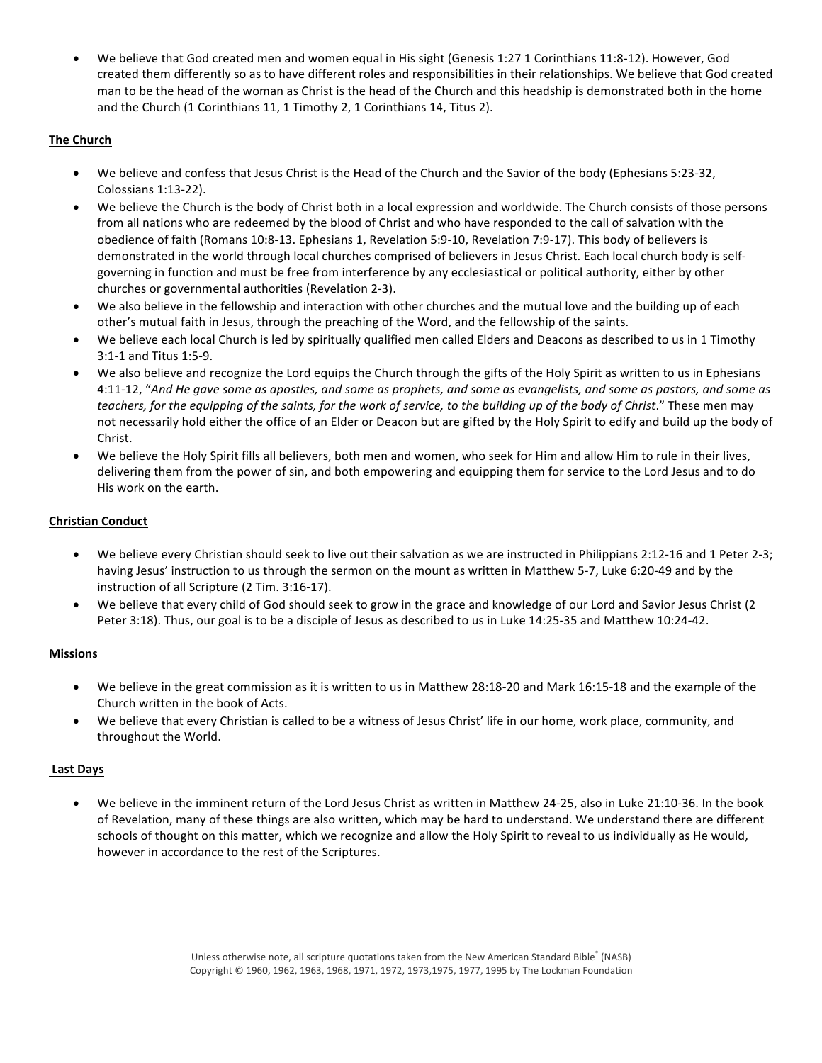- We believe that God created men and women equal in His sight (Genesis 1:27 1 Corinthians 11:8-12). However, God created them differently so as to have different roles and responsibilities in their relationships. We believe that God created man to be the head of the woman as Christ is the head of the Church and this headship is demonstrated both in the home and the Church (1 Corinthians 11, 1 Timothy 2, 1 Corinthians 14, Titus 2).

**The Church**

- We believe and confess that Jesus Christ is the Head of the Church and the Savior of the body (Ephesians 5:23-32, Colossians 1:13-22).
- We believe the Church is the body of Christ both in a local expression and worldwide. The Church consists of those persons from all nations who are redeemed by the blood of Christ and who have responded to the call of salvation with the obedience of faith (Romans 10:8-13. Ephesians 1, Revelation 5:9-10, Revelation 7:9-17). This body of believers is demonstrated in the world through local churches comprised of believers in Jesus Christ. Each local church body is self-governing in function and must be free from interference by any ecclesiastical or political authority, either by other churches or governmental authorities (Revelation 2-3).
- We also believe in the fellowship and interaction with other churches and the mutual love and the building up of each other's mutual faith in Jesus, through the preaching of the Word, and the fellowship of the saints.
- We believe each local Church is led by spiritually qualified men called Elders and Deacons as described to us in 1 Timothy 3:1-1 and Titus 1:5-9.
- We also believe and recognize the Lord equips the Church through the gifts of the Holy Spirit as written to us in Ephesians 4:11-12, "*And He gave some as apostles, and some as prophets, and some as evangelists, and some as pastors, and some as teachers, for the equipping of the saints, for the work of service, to the building up of the body of Christ*." These men may not necessarily hold either the office of an Elder or Deacon but are gifted by the Holy Spirit to edify and build up the body of Christ.
- We believe the Holy Spirit fills all believers, both men and women, who seek for Him and allow Him to rule in their lives, delivering them from the power of sin, and both empowering and equipping them for service to the Lord Jesus and to do His work on the earth.

**Christian Conduct**

- We believe every Christian should seek to live out their salvation as we are instructed in Philippians 2:12-16 and 1 Peter 2-3; having Jesus' instruction to us through the sermon on the mount as written in Matthew 5-7, Luke 6:20-49 and by the instruction of all Scripture (2 Tim. 3:16-17).
- We believe that every child of God should seek to grow in the grace and knowledge of our Lord and Savior Jesus Christ (2 Peter 3:18). Thus, our goal is to be a disciple of Jesus as described to us in Luke 14:25-35 and Matthew 10:24-42.

**Missions**

- We believe in the great commission as it is written to us in Matthew 28:18-20 and Mark 16:15-18 and the example of the Church written in the book of Acts.
- We believe that every Christian is called to be a witness of Jesus Christ' life in our home, work place, community, and throughout the World.

**Last Days**

- We believe in the imminent return of the Lord Jesus Christ as written in Matthew 24-25, also in Luke 21:10-36. In the book of Revelation, many of these things are also written, which may be hard to understand. We understand there are different schools of thought on this matter, which we recognize and allow the Holy Spirit to reveal to us individually as He would, however in accordance to the rest of the Scriptures.

Unless otherwise note, all scripture quotations taken from the New American Standard Bible® (NASB)
Copyright © 1960, 1962, 1963, 1968, 1971, 1972, 1973,1975, 1977, 1995 by The Lockman Foundation